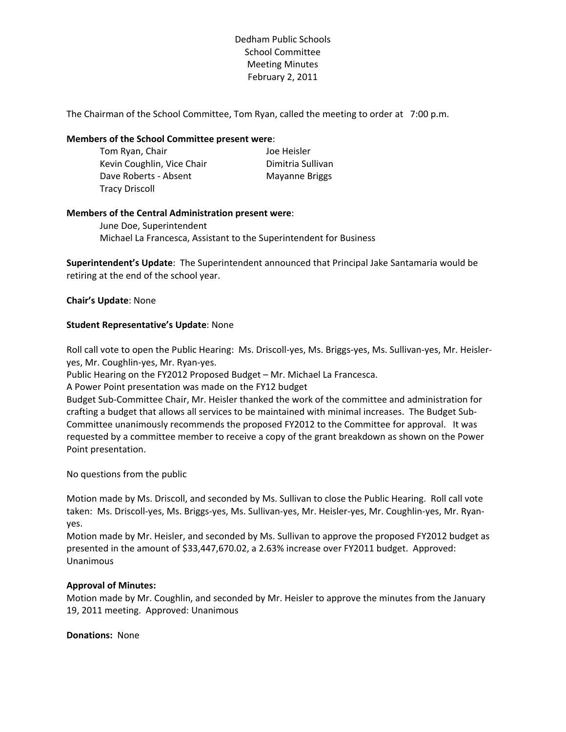# Dedham Public Schools
## School Committee
## Meeting Minutes
## February 2, 2011

The Chairman of the School Committee, Tom Ryan, called the meeting to order at 7:00 p.m.

**Members of the School Committee present were**:

| | |
|---|---|
| Tom Ryan, Chair | Joe Heisler |
| Kevin Coughlin, Vice Chair | Dimitria Sullivan |
| Dave Roberts - Absent | Mayanne Briggs |
| Tracy Driscoll | |

**Members of the Central Administration present were**:

June Doe, Superintendent
Michael La Francesca, Assistant to the Superintendent for Business

**Superintendent's Update**: The Superintendent announced that Principal Jake Santamaria would be retiring at the end of the school year.

**Chair's Update**: None

**Student Representative's Update**: None

Roll call vote to open the Public Hearing: Ms. Driscoll-yes, Ms. Briggs-yes, Ms. Sullivan-yes, Mr. Heisler-yes, Mr. Coughlin-yes, Mr. Ryan-yes.
Public Hearing on the FY2012 Proposed Budget – Mr. Michael La Francesca.
A Power Point presentation was made on the FY12 budget
Budget Sub-Committee Chair, Mr. Heisler thanked the work of the committee and administration for crafting a budget that allows all services to be maintained with minimal increases. The Budget Sub-Committee unanimously recommends the proposed FY2012 to the Committee for approval. It was requested by a committee member to receive a copy of the grant breakdown as shown on the Power Point presentation.

No questions from the public

Motion made by Ms. Driscoll, and seconded by Ms. Sullivan to close the Public Hearing. Roll call vote taken: Ms. Driscoll-yes, Ms. Briggs-yes, Ms. Sullivan-yes, Mr. Heisler-yes, Mr. Coughlin-yes, Mr. Ryan-yes.
Motion made by Mr. Heisler, and seconded by Ms. Sullivan to approve the proposed FY2012 budget as presented in the amount of $33,447,670.02, a 2.63% increase over FY2011 budget. Approved: Unanimous

**Approval of Minutes:**
Motion made by Mr. Coughlin, and seconded by Mr. Heisler to approve the minutes from the January 19, 2011 meeting. Approved: Unanimous

**Donations:** None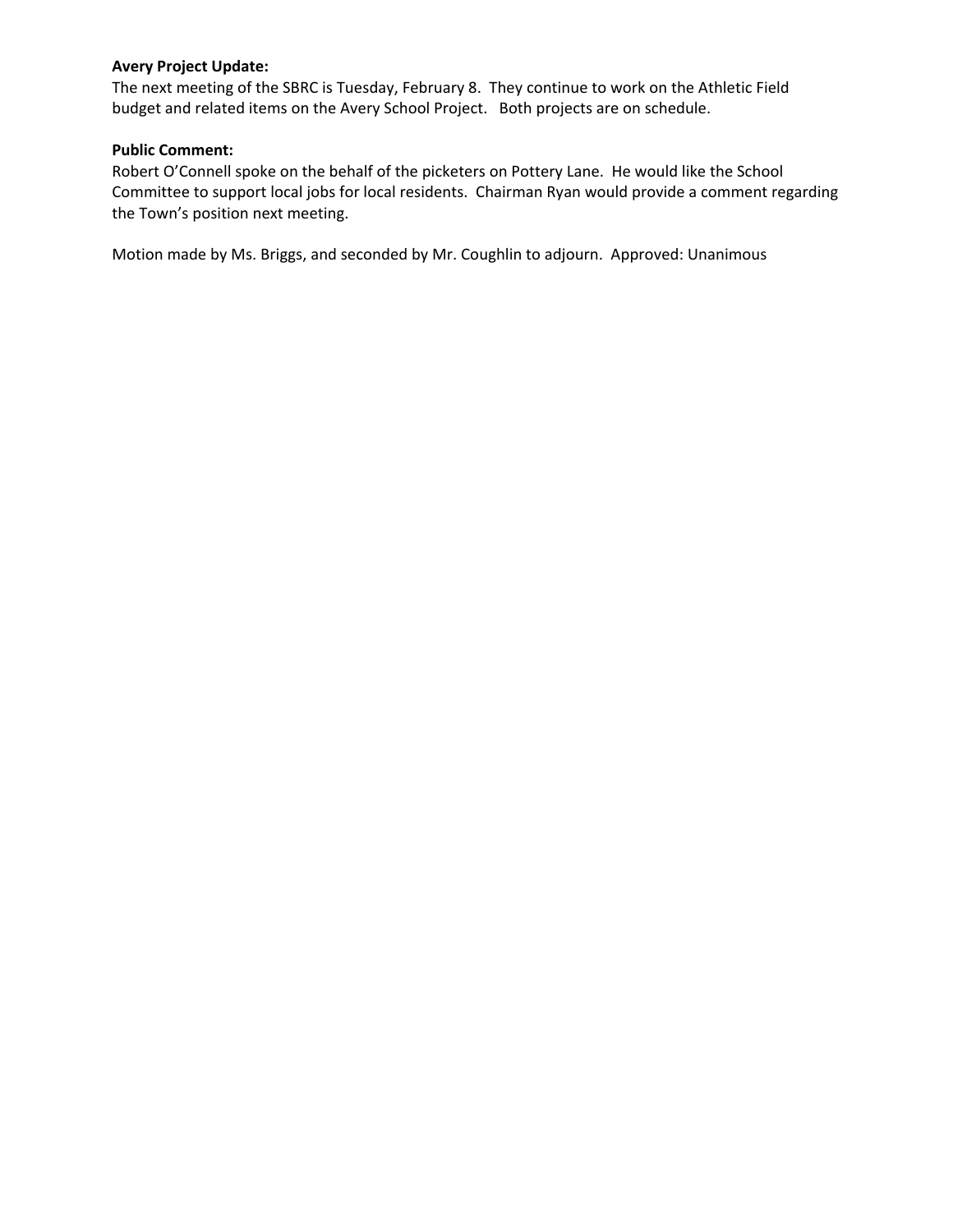**Avery Project Update:**
The next meeting of the SBRC is Tuesday, February 8. They continue to work on the Athletic Field budget and related items on the Avery School Project. Both projects are on schedule.

**Public Comment:**
Robert O'Connell spoke on the behalf of the picketers on Pottery Lane. He would like the School Committee to support local jobs for local residents. Chairman Ryan would provide a comment regarding the Town's position next meeting.

Motion made by Ms. Briggs, and seconded by Mr. Coughlin to adjourn. Approved: Unanimous